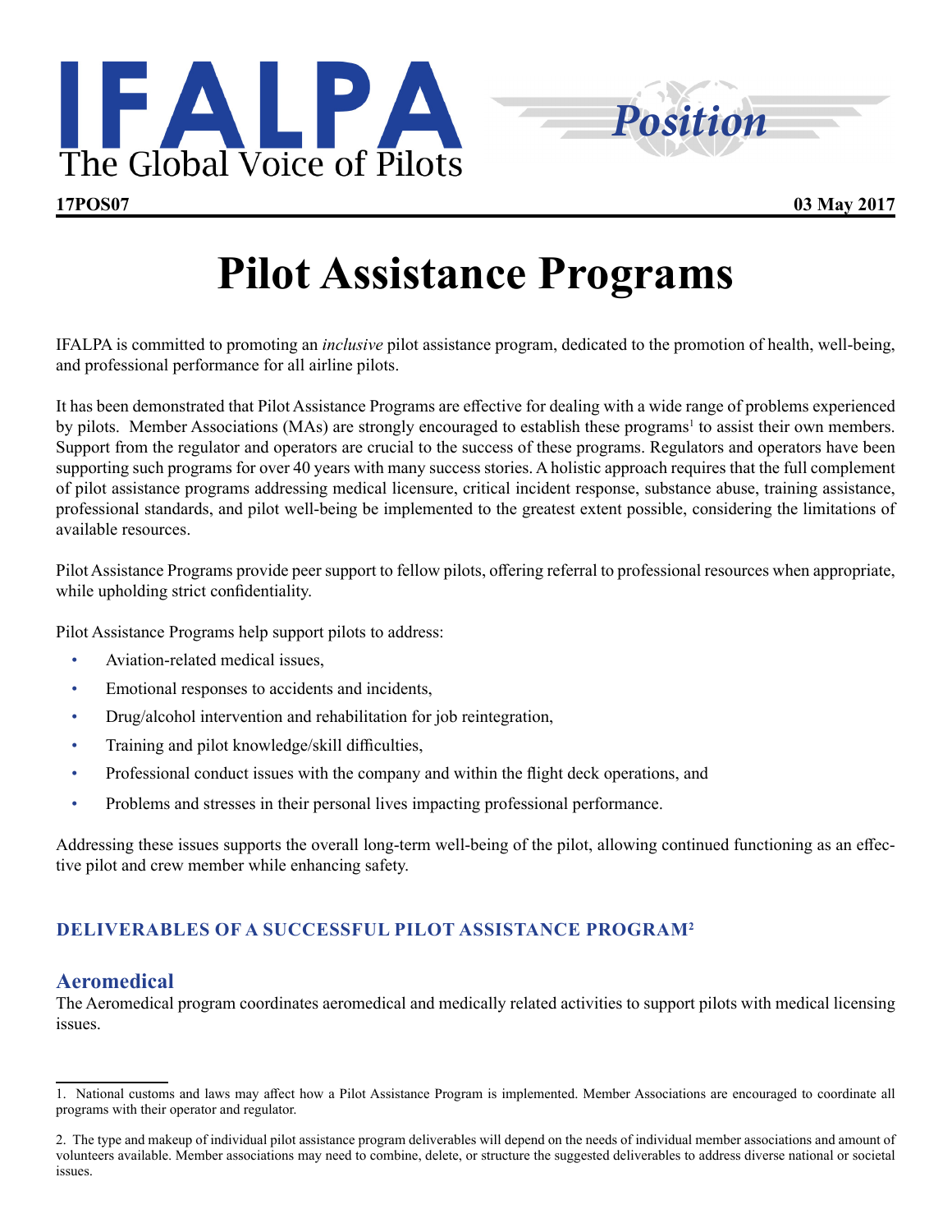IFALPA

The Global Voice of Pilots

Position

**17POS07** **03 May 2017**

# Pilot Assistance Programs

IFALPA is committed to promoting an *inclusive* pilot assistance program, dedicated to the promotion of health, well-being, and professional performance for all airline pilots.

It has been demonstrated that Pilot Assistance Programs are effective for dealing with a wide range of problems experienced by pilots. Member Associations (MAs) are strongly encouraged to establish these programs[1] to assist their own members. Support from the regulator and operators are crucial to the success of these programs. Regulators and operators have been supporting such programs for over 40 years with many success stories. A holistic approach requires that the full complement of pilot assistance programs addressing medical licensure, critical incident response, substance abuse, training assistance, professional standards, and pilot well-being be implemented to the greatest extent possible, considering the limitations of available resources.

Pilot Assistance Programs provide peer support to fellow pilots, offering referral to professional resources when appropriate, while upholding strict confidentiality.

Pilot Assistance Programs help support pilots to address:

- Aviation-related medical issues,
- Emotional responses to accidents and incidents,
- Drug/alcohol intervention and rehabilitation for job reintegration,
- Training and pilot knowledge/skill difficulties,
- Professional conduct issues with the company and within the flight deck operations, and
- Problems and stresses in their personal lives impacting professional performance.

Addressing these issues supports the overall long-term well-being of the pilot, allowing continued functioning as an effective pilot and crew member while enhancing safety.

## DELIVERABLES OF A SUCCESSFUL PILOT ASSISTANCE PROGRAM[2]

### Aeromedical

The Aeromedical program coordinates aeromedical and medically related activities to support pilots with medical licensing issues.

---

1. National customs and laws may affect how a Pilot Assistance Program is implemented. Member Associations are encouraged to coordinate all programs with their operator and regulator.

2. The type and makeup of individual pilot assistance program deliverables will depend on the needs of individual member associations and amount of volunteers available. Member associations may need to combine, delete, or structure the suggested deliverables to address diverse national or societal issues.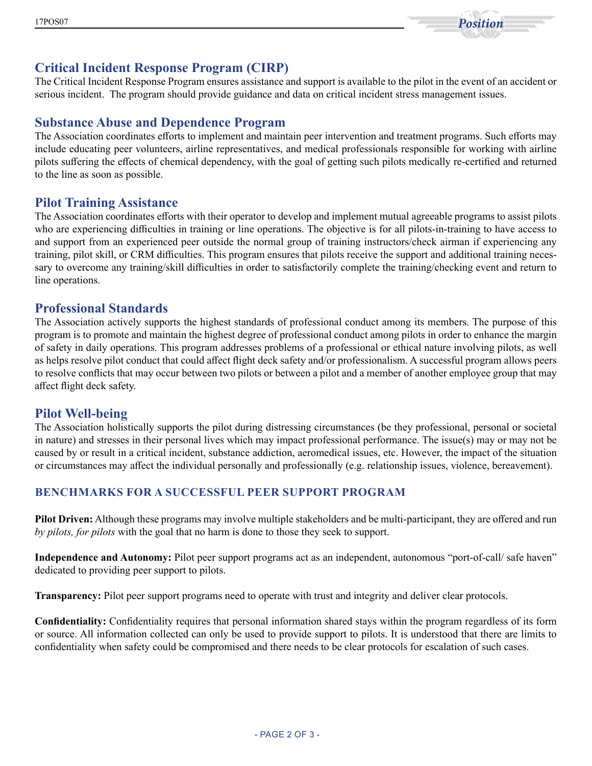## Critical Incident Response Program (CIRP)

The Critical Incident Response Program ensures assistance and support is available to the pilot in the event of an accident or serious incident. The program should provide guidance and data on critical incident stress management issues.

## Substance Abuse and Dependence Program

The Association coordinates efforts to implement and maintain peer intervention and treatment programs. Such efforts may include educating peer volunteers, airline representatives, and medical professionals responsible for working with airline pilots suffering the effects of chemical dependency, with the goal of getting such pilots medically re-certified and returned to the line as soon as possible.

## Pilot Training Assistance

The Association coordinates efforts with their operator to develop and implement mutual agreeable programs to assist pilots who are experiencing difficulties in training or line operations. The objective is for all pilots-in-training to have access to and support from an experienced peer outside the normal group of training instructors/check airman if experiencing any training, pilot skill, or CRM difficulties. This program ensures that pilots receive the support and additional training necessary to overcome any training/skill difficulties in order to satisfactorily complete the training/checking event and return to line operations.

## Professional Standards

The Association actively supports the highest standards of professional conduct among its members. The purpose of this program is to promote and maintain the highest degree of professional conduct among pilots in order to enhance the margin of safety in daily operations. This program addresses problems of a professional or ethical nature involving pilots, as well as helps resolve pilot conduct that could affect flight deck safety and/or professionalism. A successful program allows peers to resolve conflicts that may occur between two pilots or between a pilot and a member of another employee group that may affect flight deck safety.

## Pilot Well-being

The Association holistically supports the pilot during distressing circumstances (be they professional, personal or societal in nature) and stresses in their personal lives which may impact professional performance. The issue(s) may or may not be caused by or result in a critical incident, substance addiction, aeromedical issues, etc. However, the impact of the situation or circumstances may affect the individual personally and professionally (e.g. relationship issues, violence, bereavement).

### BENCHMARKS FOR A SUCCESSFUL PEER SUPPORT PROGRAM

**Pilot Driven:** Although these programs may involve multiple stakeholders and be multi-participant, they are offered and run *by pilots, for pilots* with the goal that no harm is done to those they seek to support.

**Independence and Autonomy:** Pilot peer support programs act as an independent, autonomous "port-of-call/ safe haven" dedicated to providing peer support to pilots.

**Transparency:** Pilot peer support programs need to operate with trust and integrity and deliver clear protocols.

**Confidentiality:** Confidentiality requires that personal information shared stays within the program regardless of its form or source. All information collected can only be used to provide support to pilots. It is understood that there are limits to confidentiality when safety could be compromised and there needs to be clear protocols for escalation of such cases.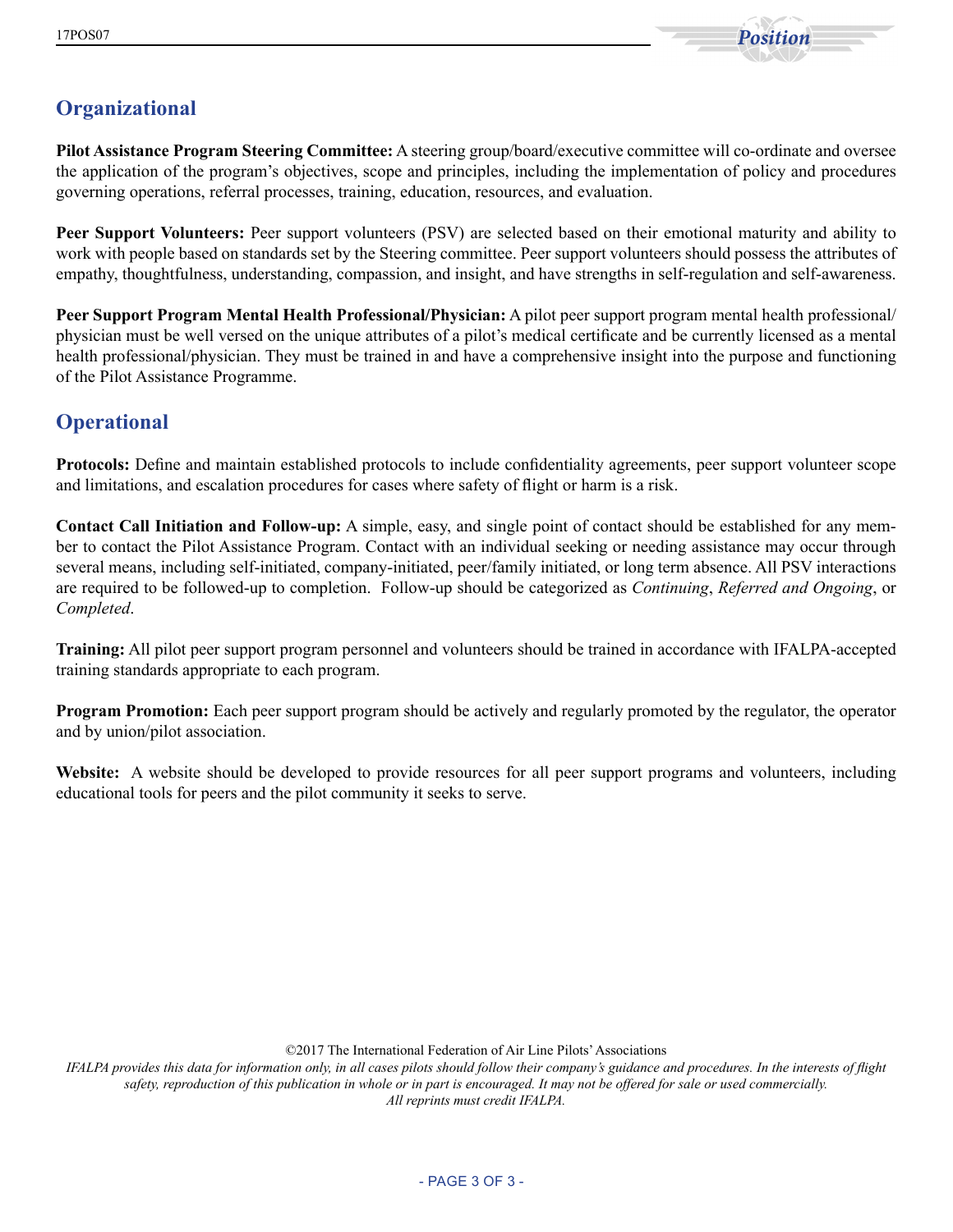## Organizational

**Pilot Assistance Program Steering Committee:** A steering group/board/executive committee will co-ordinate and oversee the application of the program's objectives, scope and principles, including the implementation of policy and procedures governing operations, referral processes, training, education, resources, and evaluation.

**Peer Support Volunteers:** Peer support volunteers (PSV) are selected based on their emotional maturity and ability to work with people based on standards set by the Steering committee. Peer support volunteers should possess the attributes of empathy, thoughtfulness, understanding, compassion, and insight, and have strengths in self-regulation and self-awareness.

**Peer Support Program Mental Health Professional/Physician:** A pilot peer support program mental health professional/physician must be well versed on the unique attributes of a pilot's medical certificate and be currently licensed as a mental health professional/physician. They must be trained in and have a comprehensive insight into the purpose and functioning of the Pilot Assistance Programme.

## Operational

**Protocols:** Define and maintain established protocols to include confidentiality agreements, peer support volunteer scope and limitations, and escalation procedures for cases where safety of flight or harm is a risk.

**Contact Call Initiation and Follow-up:** A simple, easy, and single point of contact should be established for any member to contact the Pilot Assistance Program. Contact with an individual seeking or needing assistance may occur through several means, including self-initiated, company-initiated, peer/family initiated, or long term absence. All PSV interactions are required to be followed-up to completion. Follow-up should be categorized as *Continuing*, *Referred and Ongoing*, or *Completed*.

**Training:** All pilot peer support program personnel and volunteers should be trained in accordance with IFALPA-accepted training standards appropriate to each program.

**Program Promotion:** Each peer support program should be actively and regularly promoted by the regulator, the operator and by union/pilot association.

**Website:** A website should be developed to provide resources for all peer support programs and volunteers, including educational tools for peers and the pilot community it seeks to serve.

©2017 The International Federation of Air Line Pilots' Associations

*IFALPA provides this data for information only, in all cases pilots should follow their company's guidance and procedures. In the interests of flight safety, reproduction of this publication in whole or in part is encouraged. It may not be offered for sale or used commercially. All reprints must credit IFALPA.*